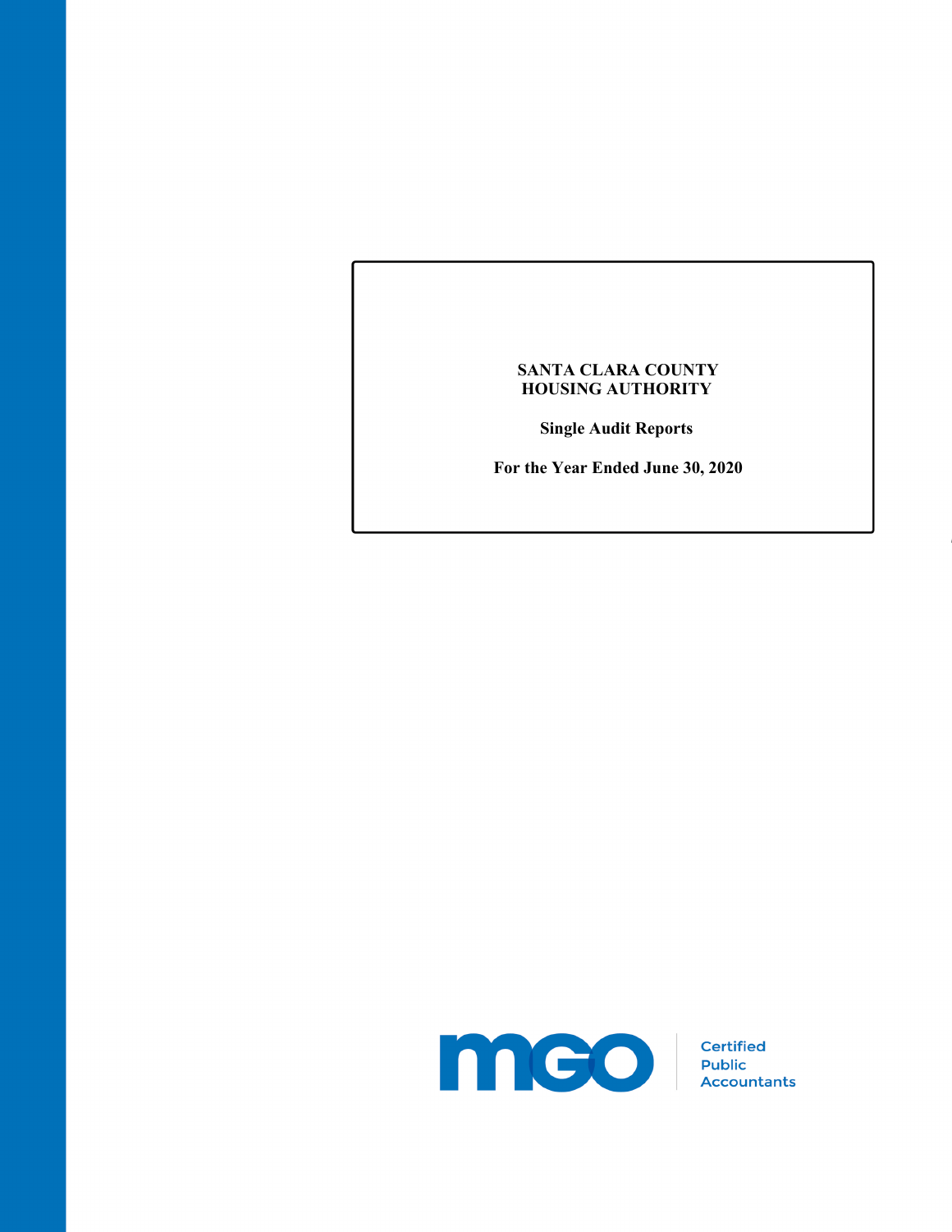# SANTA CLARA COUNTY HOUSING AUTHORITY

**Single Audit Reports**

**For the Year Ended June 30, 2020**

MGO Certified Public Accountants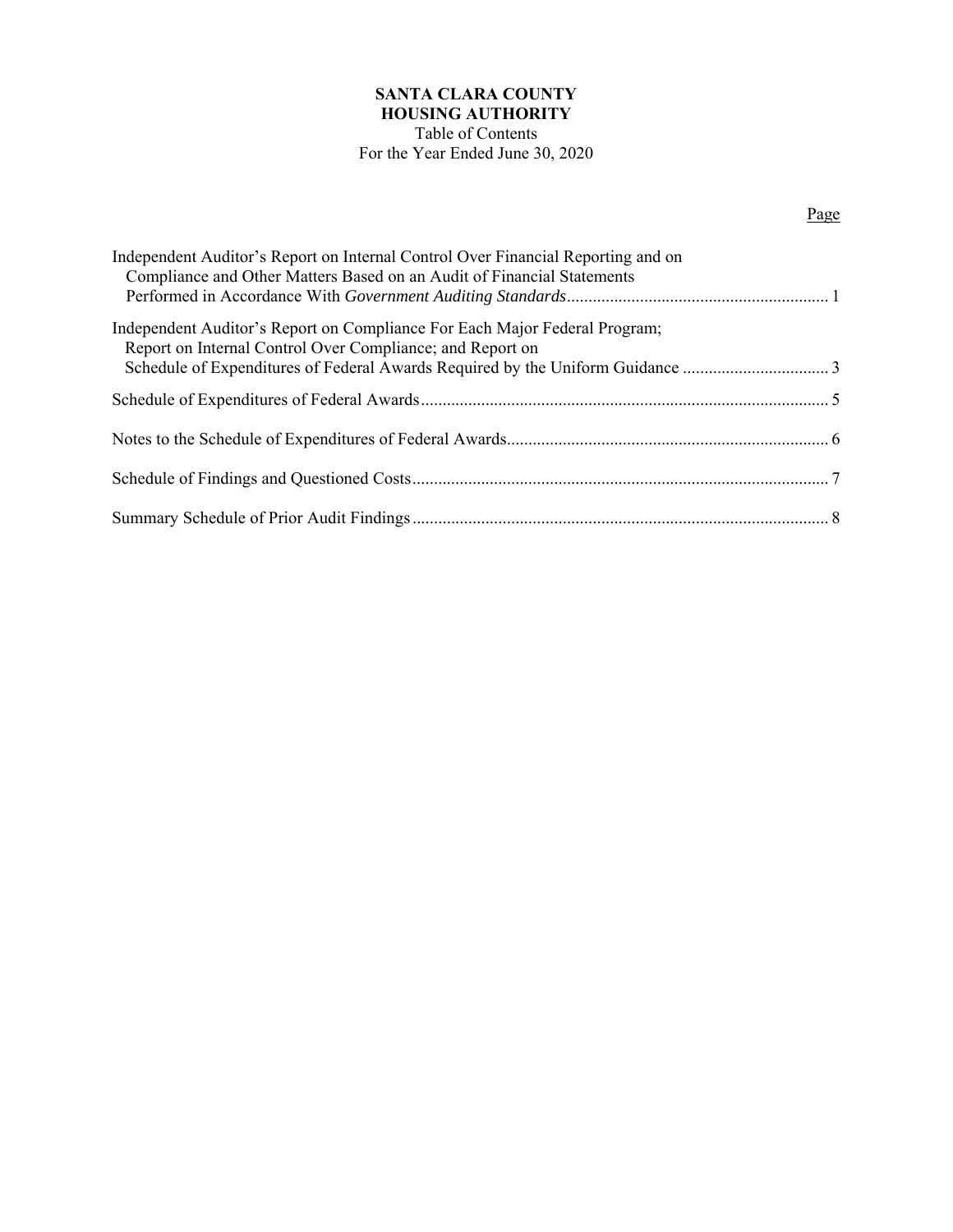**SANTA CLARA COUNTY**
**HOUSING AUTHORITY**
Table of Contents
For the Year Ended June 30, 2020

| | Page |
|---|---|
| Independent Auditor's Report on Internal Control Over Financial Reporting and on Compliance and Other Matters Based on an Audit of Financial Statements Performed in Accordance With *Government Auditing Standards* | 1 |
| Independent Auditor's Report on Compliance For Each Major Federal Program; Report on Internal Control Over Compliance; and Report on Schedule of Expenditures of Federal Awards Required by the Uniform Guidance | 3 |
| Schedule of Expenditures of Federal Awards | 5 |
| Notes to the Schedule of Expenditures of Federal Awards | 6 |
| Schedule of Findings and Questioned Costs | 7 |
| Summary Schedule of Prior Audit Findings | 8 |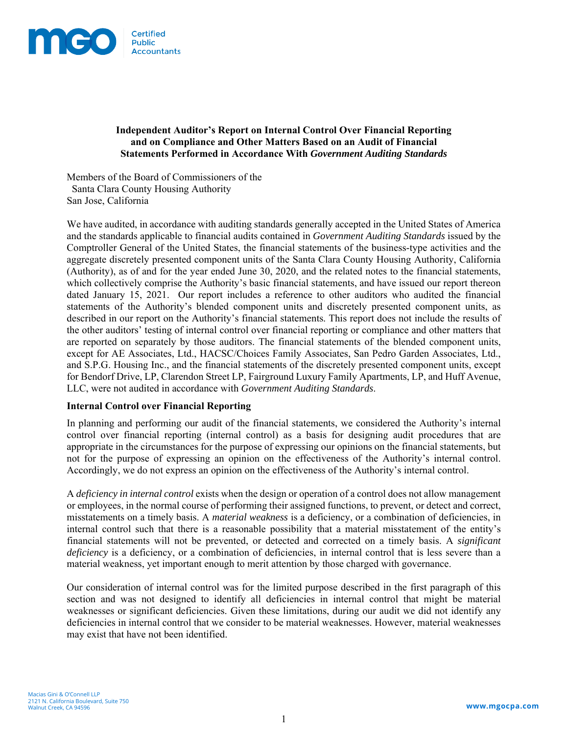**Independent Auditor's Report on Internal Control Over Financial Reporting and on Compliance and Other Matters Based on an Audit of Financial Statements Performed in Accordance With *Government Auditing Standards***

Members of the Board of Commissioners of the
Santa Clara County Housing Authority
San Jose, California

We have audited, in accordance with auditing standards generally accepted in the United States of America and the standards applicable to financial audits contained in *Government Auditing Standards* issued by the Comptroller General of the United States, the financial statements of the business-type activities and the aggregate discretely presented component units of the Santa Clara County Housing Authority, California (Authority), as of and for the year ended June 30, 2020, and the related notes to the financial statements, which collectively comprise the Authority's basic financial statements, and have issued our report thereon dated January 15, 2021. Our report includes a reference to other auditors who audited the financial statements of the Authority's blended component units and discretely presented component units, as described in our report on the Authority's financial statements. This report does not include the results of the other auditors' testing of internal control over financial reporting or compliance and other matters that are reported on separately by those auditors. The financial statements of the blended component units, except for AE Associates, Ltd., HACSC/Choices Family Associates, San Pedro Garden Associates, Ltd., and S.P.G. Housing Inc., and the financial statements of the discretely presented component units, except for Bendorf Drive, LP, Clarendon Street LP, Fairground Luxury Family Apartments, LP, and Huff Avenue, LLC, were not audited in accordance with *Government Auditing Standards*.

**Internal Control over Financial Reporting**

In planning and performing our audit of the financial statements, we considered the Authority's internal control over financial reporting (internal control) as a basis for designing audit procedures that are appropriate in the circumstances for the purpose of expressing our opinions on the financial statements, but not for the purpose of expressing an opinion on the effectiveness of the Authority's internal control. Accordingly, we do not express an opinion on the effectiveness of the Authority's internal control.

A *deficiency in internal control* exists when the design or operation of a control does not allow management or employees, in the normal course of performing their assigned functions, to prevent, or detect and correct, misstatements on a timely basis. A *material weakness* is a deficiency, or a combination of deficiencies, in internal control such that there is a reasonable possibility that a material misstatement of the entity's financial statements will not be prevented, or detected and corrected on a timely basis. A *significant deficiency* is a deficiency, or a combination of deficiencies, in internal control that is less severe than a material weakness, yet important enough to merit attention by those charged with governance.

Our consideration of internal control was for the limited purpose described in the first paragraph of this section and was not designed to identify all deficiencies in internal control that might be material weaknesses or significant deficiencies. Given these limitations, during our audit we did not identify any deficiencies in internal control that we consider to be material weaknesses. However, material weaknesses may exist that have not been identified.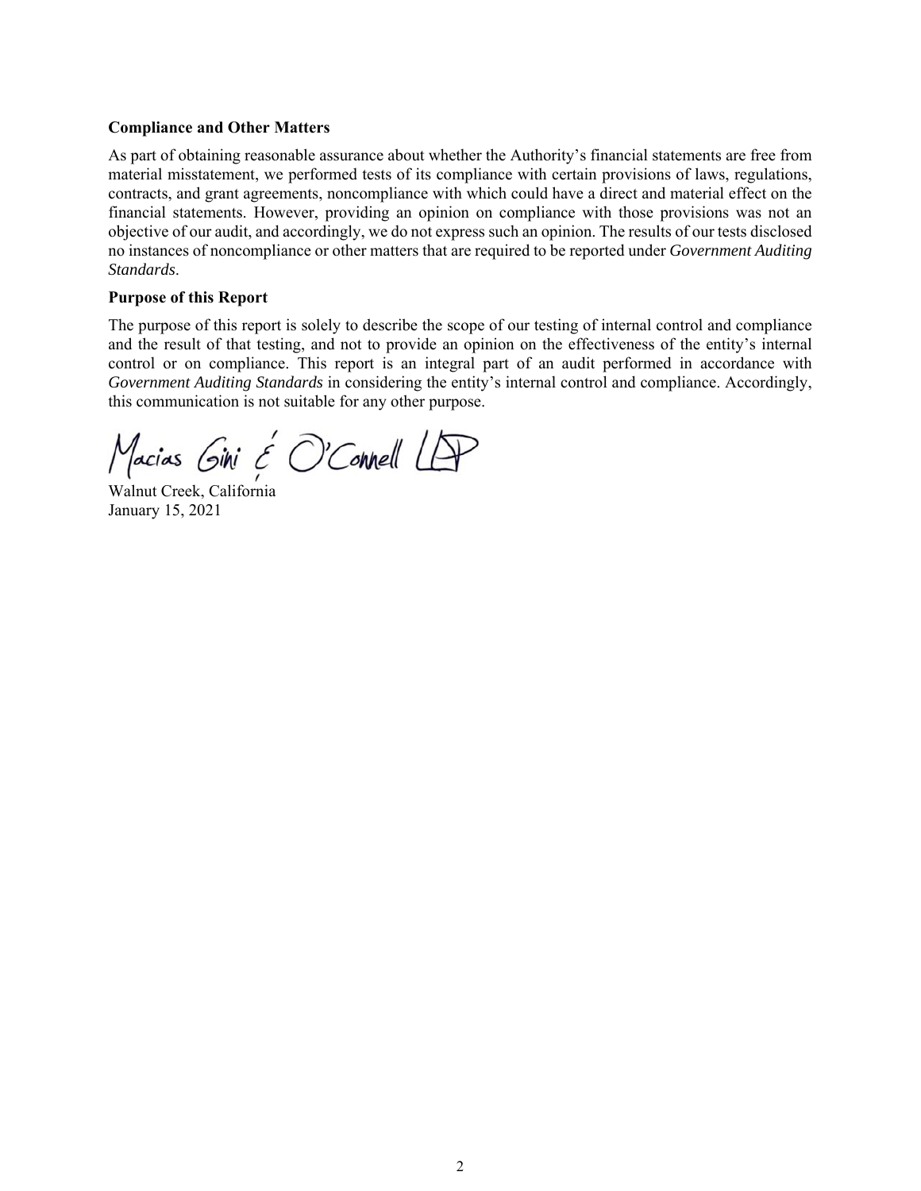**Compliance and Other Matters**

As part of obtaining reasonable assurance about whether the Authority's financial statements are free from material misstatement, we performed tests of its compliance with certain provisions of laws, regulations, contracts, and grant agreements, noncompliance with which could have a direct and material effect on the financial statements. However, providing an opinion on compliance with those provisions was not an objective of our audit, and accordingly, we do not express such an opinion. The results of our tests disclosed no instances of noncompliance or other matters that are required to be reported under *Government Auditing Standards*.

**Purpose of this Report**

The purpose of this report is solely to describe the scope of our testing of internal control and compliance and the result of that testing, and not to provide an opinion on the effectiveness of the entity's internal control or on compliance. This report is an integral part of an audit performed in accordance with *Government Auditing Standards* in considering the entity's internal control and compliance. Accordingly, this communication is not suitable for any other purpose.

Macias Gini & O'Connell LLP

Walnut Creek, California
January 15, 2021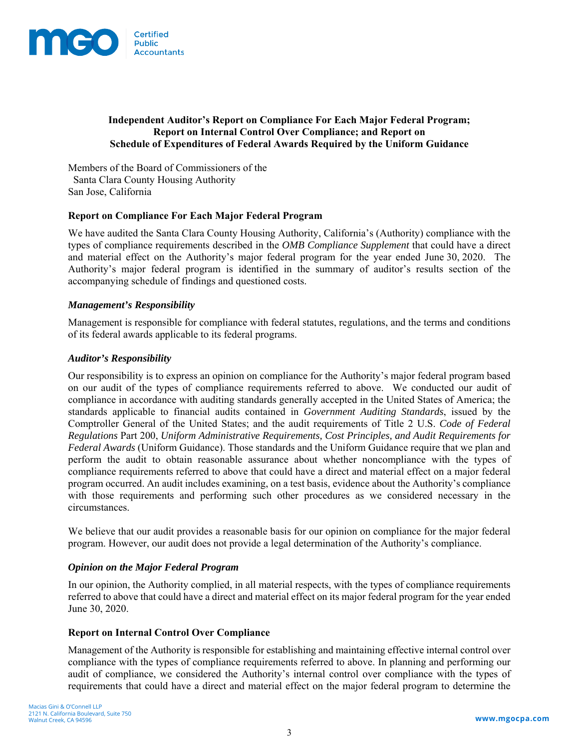# Independent Auditor's Report on Compliance For Each Major Federal Program; Report on Internal Control Over Compliance; and Report on Schedule of Expenditures of Federal Awards Required by the Uniform Guidance

Members of the Board of Commissioners of the
Santa Clara County Housing Authority
San Jose, California

## Report on Compliance For Each Major Federal Program

We have audited the Santa Clara County Housing Authority, California's (Authority) compliance with the types of compliance requirements described in the *OMB Compliance Supplement* that could have a direct and material effect on the Authority's major federal program for the year ended June 30, 2020. The Authority's major federal program is identified in the summary of auditor's results section of the accompanying schedule of findings and questioned costs.

### *Management's Responsibility*

Management is responsible for compliance with federal statutes, regulations, and the terms and conditions of its federal awards applicable to its federal programs.

### *Auditor's Responsibility*

Our responsibility is to express an opinion on compliance for the Authority's major federal program based on our audit of the types of compliance requirements referred to above. We conducted our audit of compliance in accordance with auditing standards generally accepted in the United States of America; the standards applicable to financial audits contained in *Government Auditing Standards*, issued by the Comptroller General of the United States; and the audit requirements of Title 2 U.S. *Code of Federal Regulations* Part 200, *Uniform Administrative Requirements, Cost Principles, and Audit Requirements for Federal Awards* (Uniform Guidance). Those standards and the Uniform Guidance require that we plan and perform the audit to obtain reasonable assurance about whether noncompliance with the types of compliance requirements referred to above that could have a direct and material effect on a major federal program occurred. An audit includes examining, on a test basis, evidence about the Authority's compliance with those requirements and performing such other procedures as we considered necessary in the circumstances.

We believe that our audit provides a reasonable basis for our opinion on compliance for the major federal program. However, our audit does not provide a legal determination of the Authority's compliance.

### *Opinion on the Major Federal Program*

In our opinion, the Authority complied, in all material respects, with the types of compliance requirements referred to above that could have a direct and material effect on its major federal program for the year ended June 30, 2020.

## Report on Internal Control Over Compliance

Management of the Authority is responsible for establishing and maintaining effective internal control over compliance with the types of compliance requirements referred to above. In planning and performing our audit of compliance, we considered the Authority's internal control over compliance with the types of requirements that could have a direct and material effect on the major federal program to determine the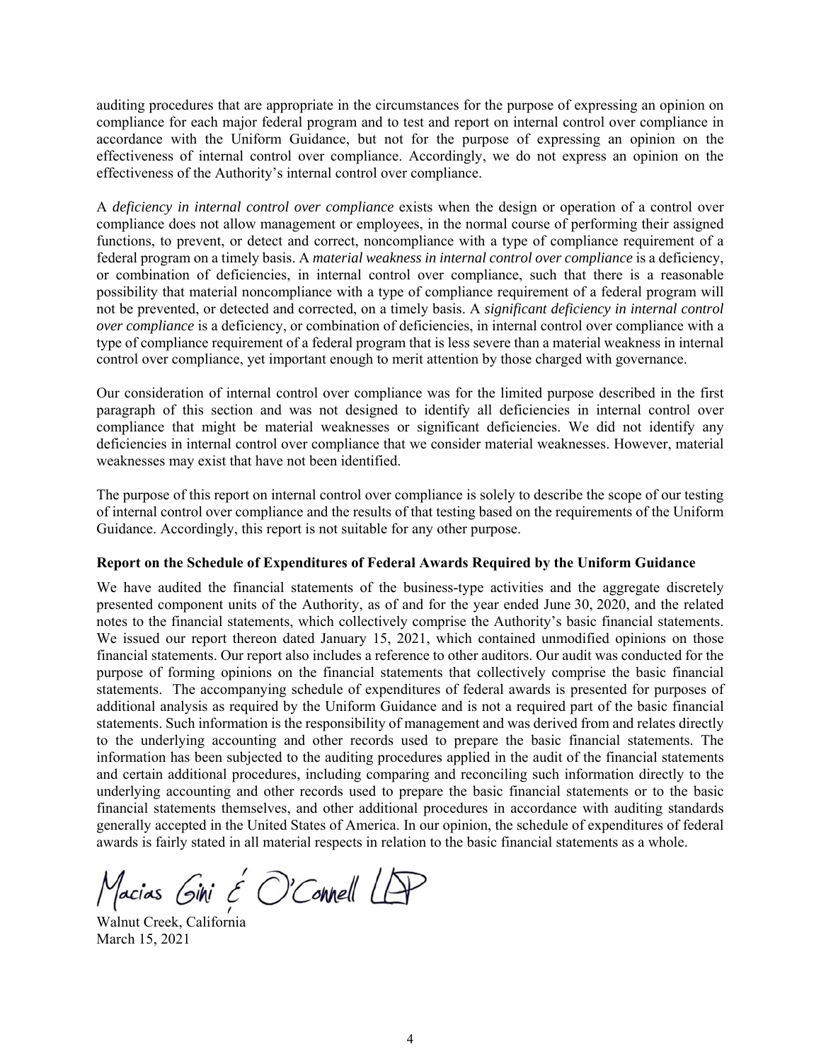auditing procedures that are appropriate in the circumstances for the purpose of expressing an opinion on compliance for each major federal program and to test and report on internal control over compliance in accordance with the Uniform Guidance, but not for the purpose of expressing an opinion on the effectiveness of internal control over compliance. Accordingly, we do not express an opinion on the effectiveness of the Authority's internal control over compliance.

A *deficiency in internal control over compliance* exists when the design or operation of a control over compliance does not allow management or employees, in the normal course of performing their assigned functions, to prevent, or detect and correct, noncompliance with a type of compliance requirement of a federal program on a timely basis. A *material weakness in internal control over compliance* is a deficiency, or combination of deficiencies, in internal control over compliance, such that there is a reasonable possibility that material noncompliance with a type of compliance requirement of a federal program will not be prevented, or detected and corrected, on a timely basis. A *significant deficiency in internal control over compliance* is a deficiency, or combination of deficiencies, in internal control over compliance with a type of compliance requirement of a federal program that is less severe than a material weakness in internal control over compliance, yet important enough to merit attention by those charged with governance.

Our consideration of internal control over compliance was for the limited purpose described in the first paragraph of this section and was not designed to identify all deficiencies in internal control over compliance that might be material weaknesses or significant deficiencies. We did not identify any deficiencies in internal control over compliance that we consider material weaknesses. However, material weaknesses may exist that have not been identified.

The purpose of this report on internal control over compliance is solely to describe the scope of our testing of internal control over compliance and the results of that testing based on the requirements of the Uniform Guidance. Accordingly, this report is not suitable for any other purpose.

**Report on the Schedule of Expenditures of Federal Awards Required by the Uniform Guidance**

We have audited the financial statements of the business-type activities and the aggregate discretely presented component units of the Authority, as of and for the year ended June 30, 2020, and the related notes to the financial statements, which collectively comprise the Authority's basic financial statements. We issued our report thereon dated January 15, 2021, which contained unmodified opinions on those financial statements. Our report also includes a reference to other auditors. Our audit was conducted for the purpose of forming opinions on the financial statements that collectively comprise the basic financial statements. The accompanying schedule of expenditures of federal awards is presented for purposes of additional analysis as required by the Uniform Guidance and is not a required part of the basic financial statements. Such information is the responsibility of management and was derived from and relates directly to the underlying accounting and other records used to prepare the basic financial statements. The information has been subjected to the auditing procedures applied in the audit of the financial statements and certain additional procedures, including comparing and reconciling such information directly to the underlying accounting and other records used to prepare the basic financial statements or to the basic financial statements themselves, and other additional procedures in accordance with auditing standards generally accepted in the United States of America. In our opinion, the schedule of expenditures of federal awards is fairly stated in all material respects in relation to the basic financial statements as a whole.

Macias Gini & O'Connell LLP

Walnut Creek, California
March 15, 2021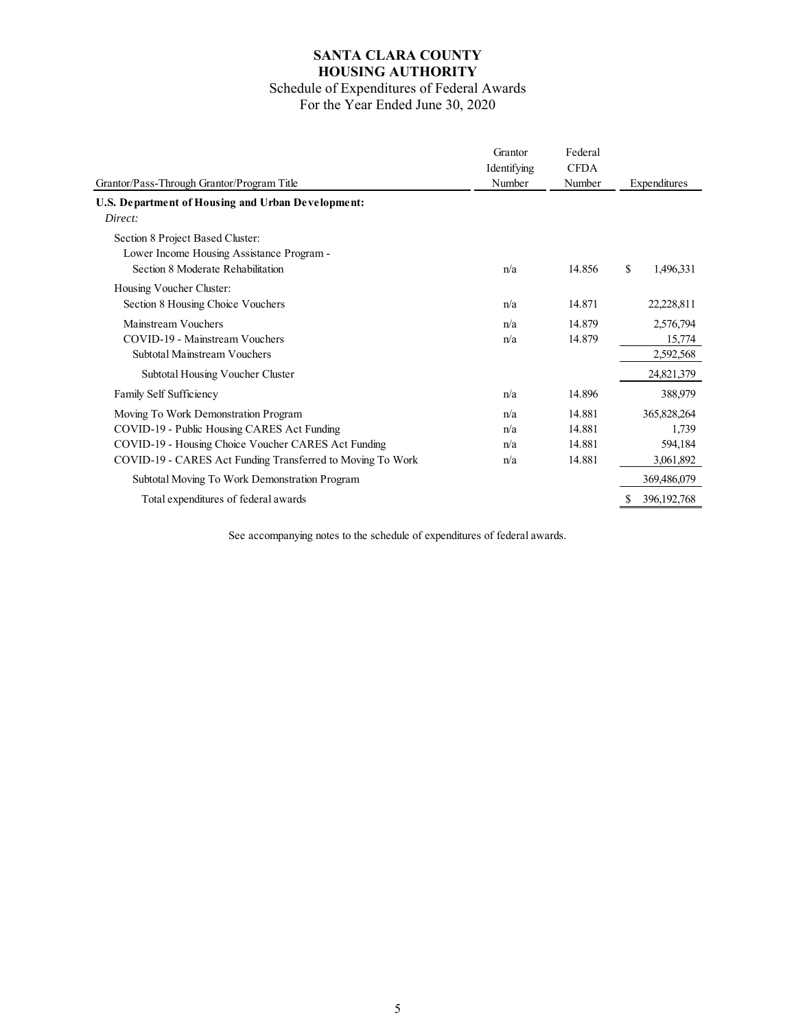# SANTA CLARA COUNTY
# HOUSING AUTHORITY

## Schedule of Expenditures of Federal Awards
## For the Year Ended June 30, 2020

| Grantor/Pass-Through Grantor/Program Title | Grantor Identifying Number | Federal CFDA Number | Expenditures |
|---|---|---|---|
| **U.S. Department of Housing and Urban Development:** | | | |
| *Direct:* | | | |
| Section 8 Project Based Cluster: | | | |
| Lower Income Housing Assistance Program - Section 8 Moderate Rehabilitation | n/a | 14.856 | $ 1,496,331 |
| Housing Voucher Cluster: | | | |
| Section 8 Housing Choice Vouchers | n/a | 14.871 | 22,228,811 |
| Mainstream Vouchers | n/a | 14.879 | 2,576,794 |
| COVID-19 - Mainstream Vouchers | n/a | 14.879 | 15,774 |
| Subtotal Mainstream Vouchers | | | 2,592,568 |
| Subtotal Housing Voucher Cluster | | | 24,821,379 |
| Family Self Sufficiency | n/a | 14.896 | 388,979 |
| Moving To Work Demonstration Program | n/a | 14.881 | 365,828,264 |
| COVID-19 - Public Housing CARES Act Funding | n/a | 14.881 | 1,739 |
| COVID-19 - Housing Choice Voucher CARES Act Funding | n/a | 14.881 | 594,184 |
| COVID-19 - CARES Act Funding Transferred to Moving To Work | n/a | 14.881 | 3,061,892 |
| Subtotal Moving To Work Demonstration Program | | | 369,486,079 |
| Total expenditures of federal awards | | | $ 396,192,768 |

See accompanying notes to the schedule of expenditures of federal awards.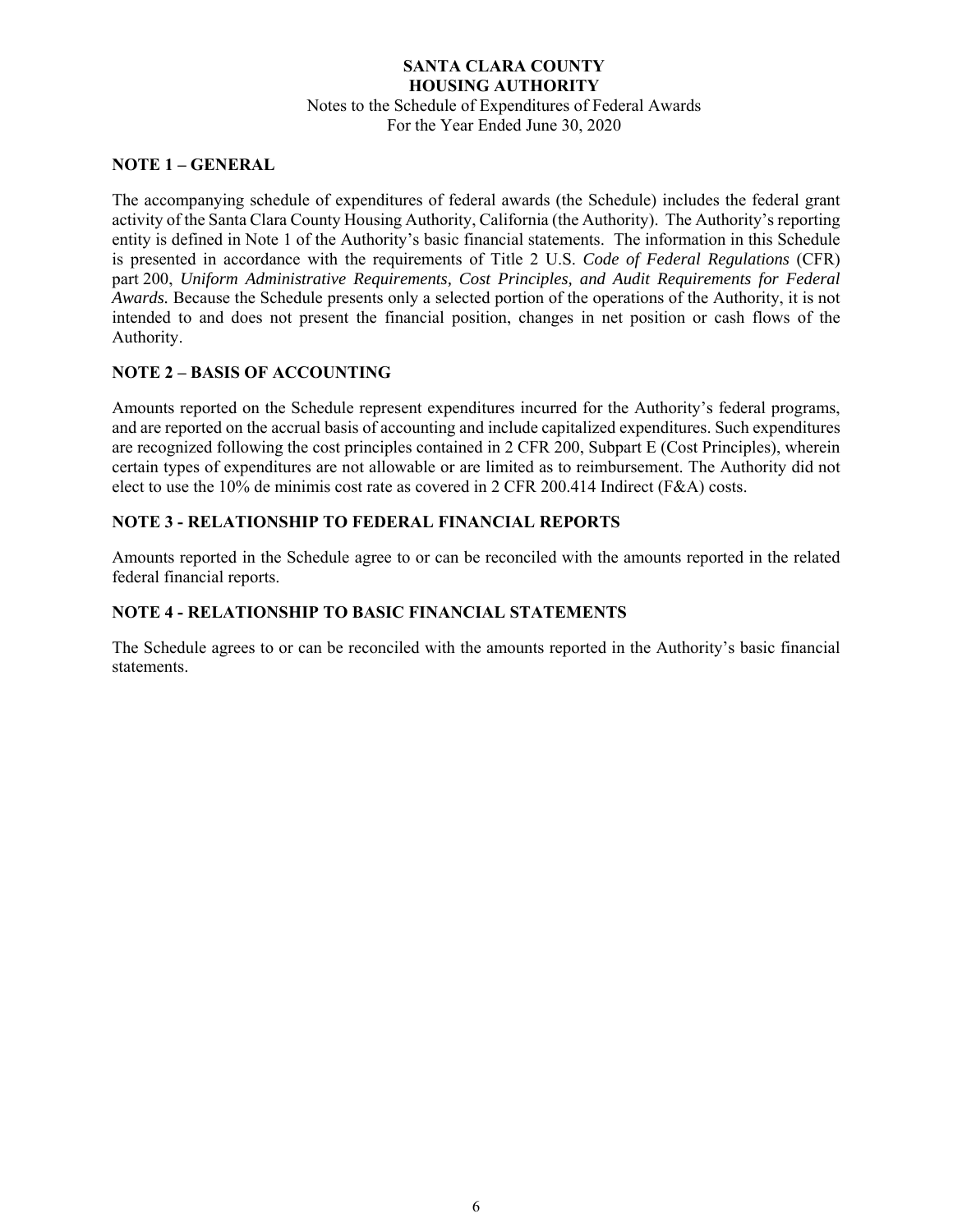**SANTA CLARA COUNTY**
**HOUSING AUTHORITY**
Notes to the Schedule of Expenditures of Federal Awards
For the Year Ended June 30, 2020

## NOTE 1 – GENERAL

The accompanying schedule of expenditures of federal awards (the Schedule) includes the federal grant activity of the Santa Clara County Housing Authority, California (the Authority). The Authority's reporting entity is defined in Note 1 of the Authority's basic financial statements. The information in this Schedule is presented in accordance with the requirements of Title 2 U.S. *Code of Federal Regulations* (CFR) part 200, *Uniform Administrative Requirements, Cost Principles, and Audit Requirements for Federal Awards.* Because the Schedule presents only a selected portion of the operations of the Authority, it is not intended to and does not present the financial position, changes in net position or cash flows of the Authority.

## NOTE 2 – BASIS OF ACCOUNTING

Amounts reported on the Schedule represent expenditures incurred for the Authority's federal programs, and are reported on the accrual basis of accounting and include capitalized expenditures. Such expenditures are recognized following the cost principles contained in 2 CFR 200, Subpart E (Cost Principles), wherein certain types of expenditures are not allowable or are limited as to reimbursement. The Authority did not elect to use the 10% de minimis cost rate as covered in 2 CFR 200.414 Indirect (F&A) costs.

## NOTE 3 - RELATIONSHIP TO FEDERAL FINANCIAL REPORTS

Amounts reported in the Schedule agree to or can be reconciled with the amounts reported in the related federal financial reports.

## NOTE 4 - RELATIONSHIP TO BASIC FINANCIAL STATEMENTS

The Schedule agrees to or can be reconciled with the amounts reported in the Authority's basic financial statements.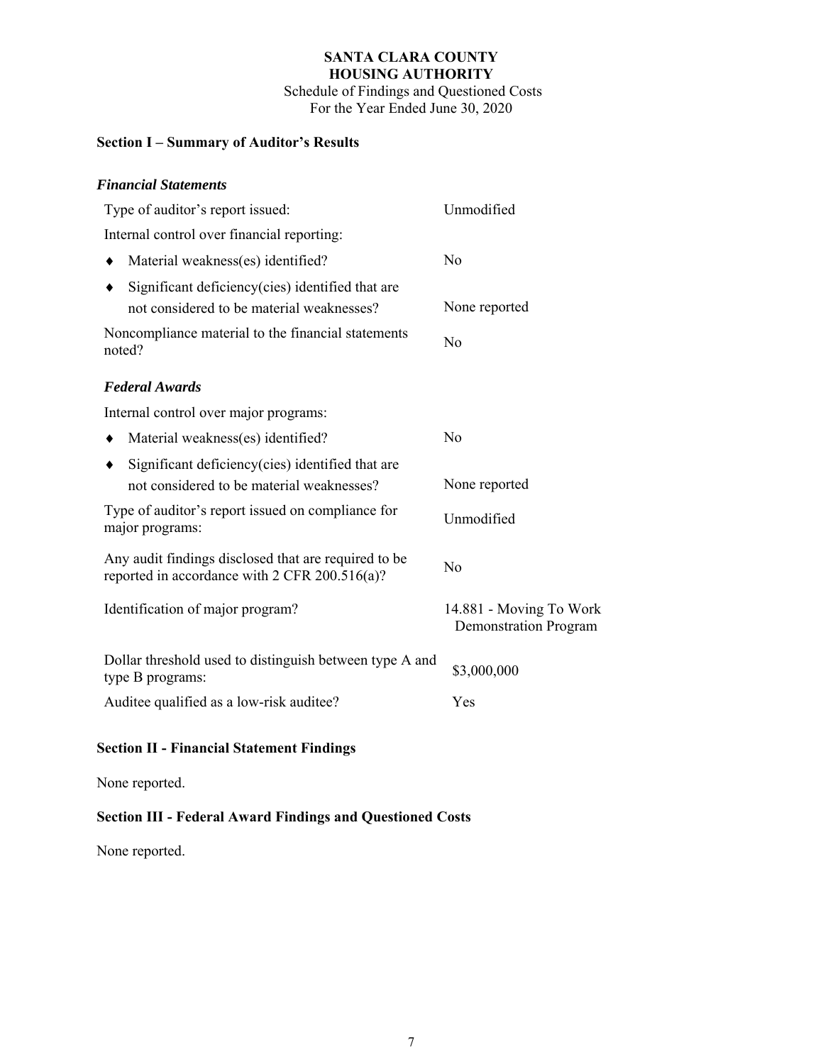# SANTA CLARA COUNTY
# HOUSING AUTHORITY

Schedule of Findings and Questioned Costs
For the Year Ended June 30, 2020

## Section I – Summary of Auditor's Results

### *Financial Statements*

| | |
|---|---|
| Type of auditor's report issued: | Unmodified |
| Internal control over financial reporting: | |
| ♦ Material weakness(es) identified? | No |
| ♦ Significant deficiency(cies) identified that are not considered to be material weaknesses? | None reported |
| Noncompliance material to the financial statements noted? | No |

### *Federal Awards*

| | |
|---|---|
| Internal control over major programs: | |
| ♦ Material weakness(es) identified? | No |
| ♦ Significant deficiency(cies) identified that are not considered to be material weaknesses? | None reported |
| Type of auditor's report issued on compliance for major programs: | Unmodified |
| Any audit findings disclosed that are required to be reported in accordance with 2 CFR 200.516(a)? | No |
| Identification of major program? | 14.881 - Moving To Work Demonstration Program |
| Dollar threshold used to distinguish between type A and type B programs: | \$3,000,000 |
| Auditee qualified as a low-risk auditee? | Yes |

## Section II - Financial Statement Findings

None reported.

## Section III - Federal Award Findings and Questioned Costs

None reported.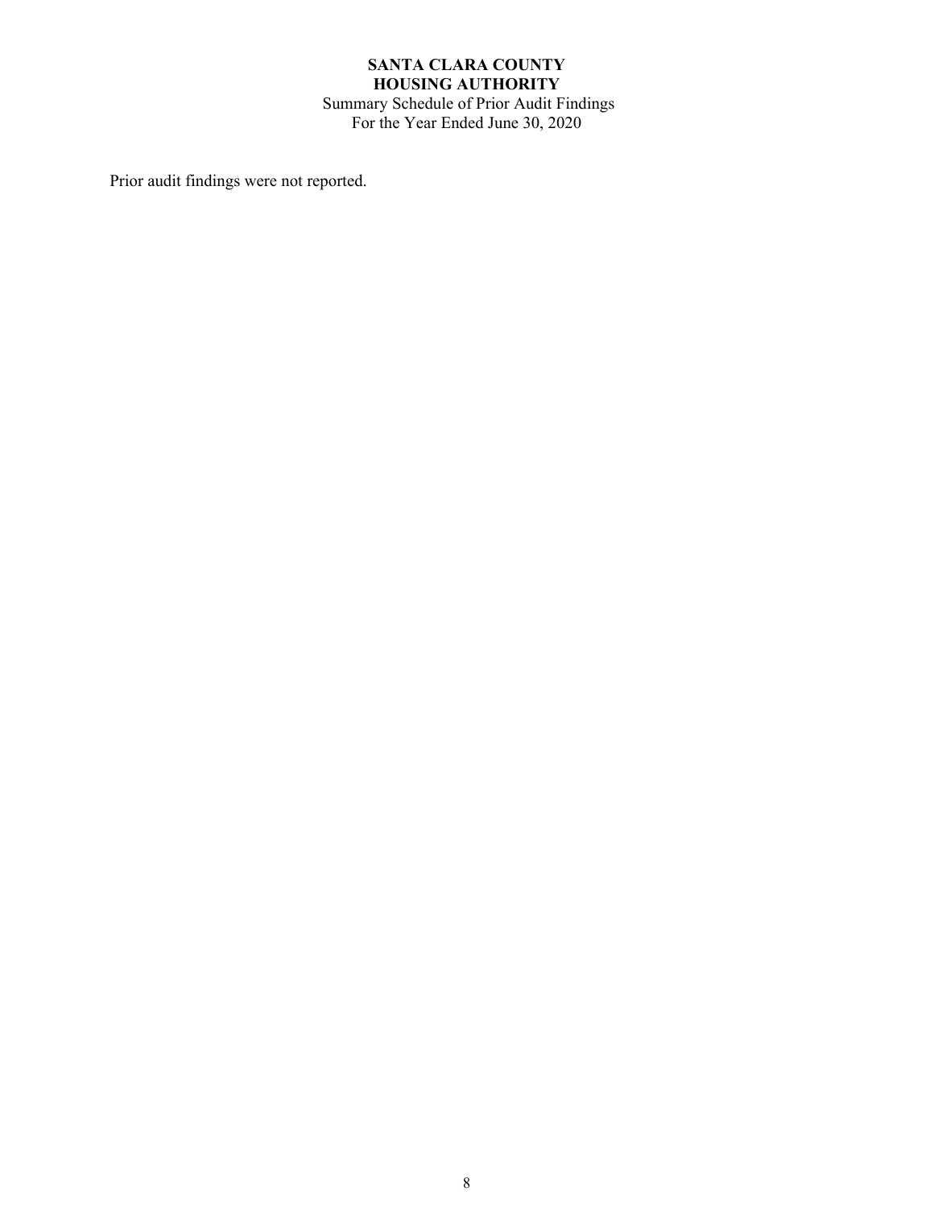**SANTA CLARA COUNTY**
**HOUSING AUTHORITY**
Summary Schedule of Prior Audit Findings
For the Year Ended June 30, 2020

Prior audit findings were not reported.